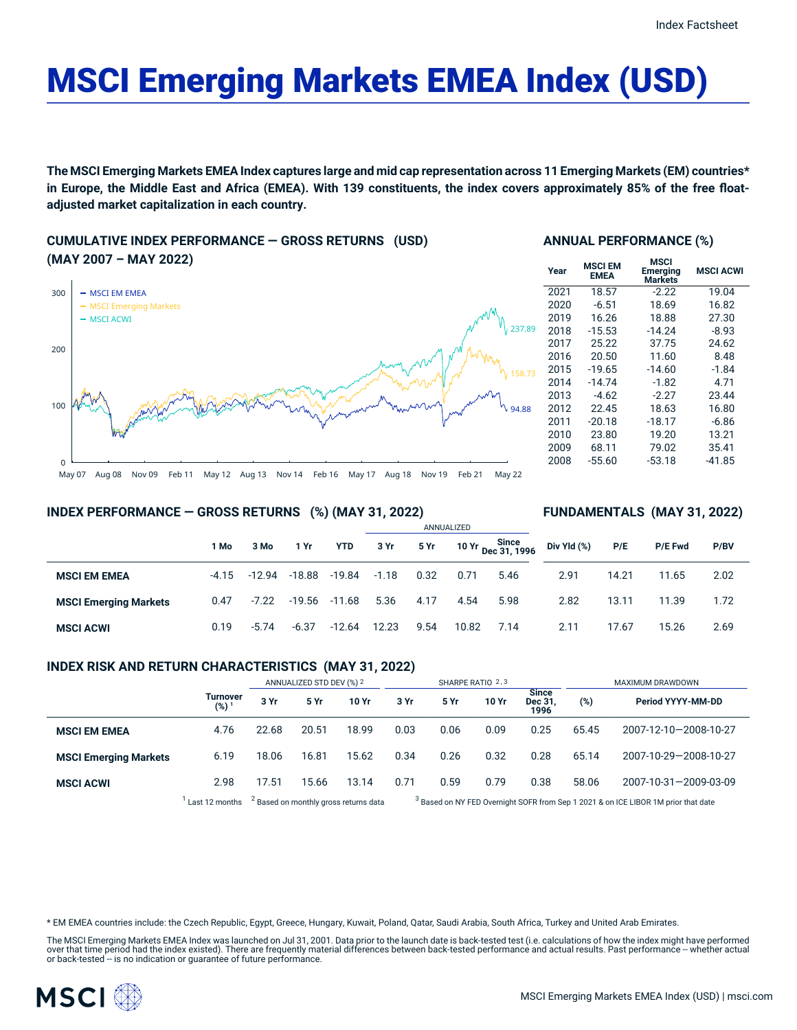# MSCI Emerging Markets EMEA Index (USD)

**The MSCI Emerging Markets EMEA Index captures large and mid cap representation across 11 Emerging Markets (EM) countries* in Europe, the Middle East and Africa (EMEA). With 139 constituents, the index covers approximately 85% of the free float-adjusted market capitalization in each country.**

## CUMULATIVE INDEX PERFORMANCE — GROSS RETURNS (USD) (MAY 2007 – MAY 2022)

- MSCI EM EMEA: 94.88
- MSCI Emerging Markets: 158.73
- MSCI ACWI: 237.89

## ANNUAL PERFORMANCE (%)

| Year | MSCI EM EMEA | MSCI Emerging Markets | MSCI ACWI |
|---|---|---|---|
| 2021 | 18.57 | -2.22 | 19.04 |
| 2020 | -6.51 | 18.69 | 16.82 |
| 2019 | 16.26 | 18.88 | 27.30 |
| 2018 | -15.53 | -14.24 | -8.93 |
| 2017 | 25.22 | 37.75 | 24.62 |
| 2016 | 20.50 | 11.60 | 8.48 |
| 2015 | -19.65 | -14.60 | -1.84 |
| 2014 | -14.74 | -1.82 | 4.71 |
| 2013 | -4.62 | -2.27 | 23.44 |
| 2012 | 22.45 | 18.63 | 16.80 |
| 2011 | -20.18 | -18.17 | -6.86 |
| 2010 | 23.80 | 19.20 | 13.21 |
| 2009 | 68.11 | 79.02 | 35.41 |
| 2008 | -55.60 | -53.18 | -41.85 |

## INDEX PERFORMANCE — GROSS RETURNS (%) (MAY 31, 2022) / FUNDAMENTALS (MAY 31, 2022)

| | | | | | ANNUALIZED | | | | | | | |
|---|---|---|---|---|---|---|---|---|---|---|---|---|
| | 1 Mo | 3 Mo | 1 Yr | YTD | 3 Yr | 5 Yr | 10 Yr | Since Dec 31, 1996 | Div Yld (%) | P/E | P/E Fwd | P/BV |
| **MSCI EM EMEA** | -4.15 | -12.94 | -18.88 | -19.84 | -1.18 | 0.32 | 0.71 | 5.46 | 2.91 | 14.21 | 11.65 | 2.02 |
| **MSCI Emerging Markets** | 0.47 | -7.22 | -19.56 | -11.68 | 5.36 | 4.17 | 4.54 | 5.98 | 2.82 | 13.11 | 11.39 | 1.72 |
| **MSCI ACWI** | 0.19 | -5.74 | -6.37 | -12.64 | 12.23 | 9.54 | 10.82 | 7.14 | 2.11 | 17.67 | 15.26 | 2.69 |

## INDEX RISK AND RETURN CHARACTERISTICS (MAY 31, 2022)

| | | ANNUALIZED STD DEV (%) [2] | | | SHARPE RATIO [2,3] | | | | MAXIMUM DRAWDOWN | |
|---|---|---|---|---|---|---|---|---|---|---|
| | Turnover (%) [1] | 3 Yr | 5 Yr | 10 Yr | 3 Yr | 5 Yr | 10 Yr | Since Dec 31, 1996 | (%) | Period YYYY-MM-DD |
| **MSCI EM EMEA** | 4.76 | 22.68 | 20.51 | 18.99 | 0.03 | 0.06 | 0.09 | 0.25 | 65.45 | 2007-12-10—2008-10-27 |
| **MSCI Emerging Markets** | 6.19 | 18.06 | 16.81 | 15.62 | 0.34 | 0.26 | 0.32 | 0.28 | 65.14 | 2007-10-29—2008-10-27 |
| **MSCI ACWI** | 2.98 | 17.51 | 15.66 | 13.14 | 0.71 | 0.59 | 0.79 | 0.38 | 58.06 | 2007-10-31—2009-03-09 |

[1] Last 12 months [2] Based on monthly gross returns data [3] Based on NY FED Overnight SOFR from Sep 1 2021 & on ICE LIBOR 1M prior that date

* EM EMEA countries include: the Czech Republic, Egypt, Greece, Hungary, Kuwait, Poland, Qatar, Saudi Arabia, South Africa, Turkey and United Arab Emirates.

The MSCI Emerging Markets EMEA Index was launched on Jul 31, 2001. Data prior to the launch date is back-tested test (i.e. calculations of how the index might have performed over that time period had the index existed). There are frequently material differences between back-tested performance and actual results. Past performance -- whether actual or back-tested -- is no indication or guarantee of future performance.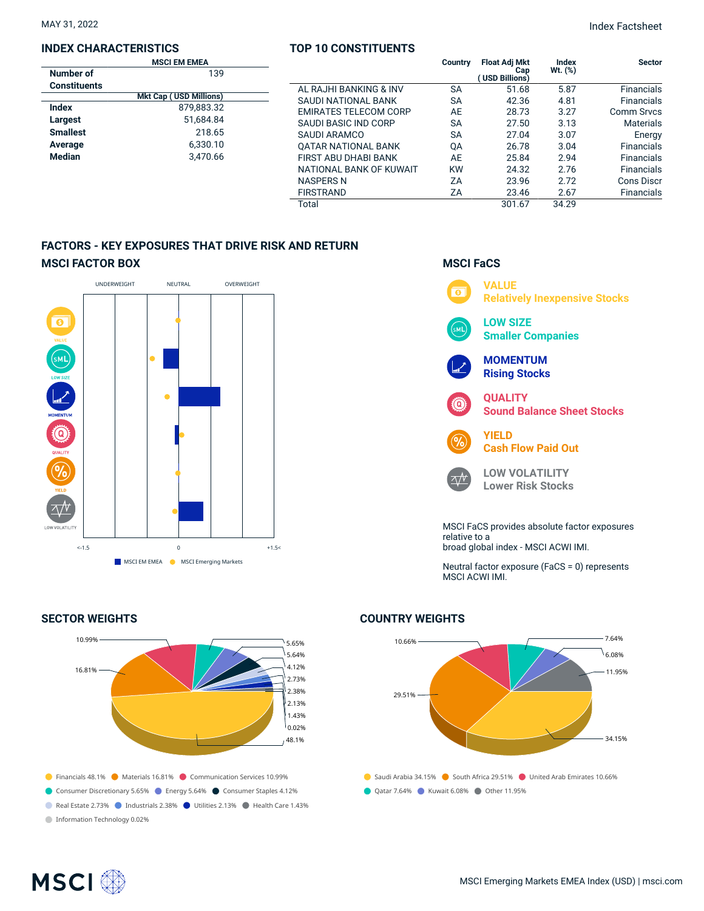MAY 31, 2022

Index Factsheet

## INDEX CHARACTERISTICS

| | MSCI EM EMEA |
|---|---|
| Number of Constituents | 139 |
| | Mkt Cap ( USD Millions) |
| Index | 879,883.32 |
| Largest | 51,684.84 |
| Smallest | 218.65 |
| Average | 6,330.10 |
| Median | 3,470.66 |

## TOP 10 CONSTITUENTS

| | Country | Float Adj Mkt Cap ( USD Billions) | Index Wt. (%) | Sector |
|---|---|---|---|---|
| AL RAJHI BANKING & INV | SA | 51.68 | 5.87 | Financials |
| SAUDI NATIONAL BANK | SA | 42.36 | 4.81 | Financials |
| EMIRATES TELECOM CORP | AE | 28.73 | 3.27 | Comm Srvcs |
| SAUDI BASIC IND CORP | SA | 27.50 | 3.13 | Materials |
| SAUDI ARAMCO | SA | 27.04 | 3.07 | Energy |
| QATAR NATIONAL BANK | QA | 26.78 | 3.04 | Financials |
| FIRST ABU DHABI BANK | AE | 25.84 | 2.94 | Financials |
| NATIONAL BANK OF KUWAIT | KW | 24.32 | 2.76 | Financials |
| NASPERS N | ZA | 23.96 | 2.72 | Cons Discr |
| FIRSTRAND | ZA | 23.46 | 2.67 | Financials |
| Total | | 301.67 | 34.29 | |

## FACTORS - KEY EXPOSURES THAT DRIVE RISK AND RETURN

### MSCI FACTOR BOX

UNDERWEIGHT | NEUTRAL | OVERWEIGHT

VALUE, LOW SIZE, MOMENTUM, QUALITY, YIELD, LOW VOLATILITY

<-1.5 | 0 | +1.5<

MSCI EM EMEA | MSCI Emerging Markets

### MSCI FaCS

**VALUE**
Relatively Inexpensive Stocks

**LOW SIZE**
Smaller Companies

**MOMENTUM**
Rising Stocks

**QUALITY**
Sound Balance Sheet Stocks

**YIELD**
Cash Flow Paid Out

**LOW VOLATILITY**
Lower Risk Stocks

MSCI FaCS provides absolute factor exposures relative to a broad global index - MSCI ACWI IMI.

Neutral factor exposure (FaCS = 0) represents MSCI ACWI IMI.

## SECTOR WEIGHTS

- Financials 48.1%
- Materials 16.81%
- Communication Services 10.99%
- Consumer Discretionary 5.65%
- Energy 5.64%
- Consumer Staples 4.12%
- Real Estate 2.73%
- Industrials 2.38%
- Utilities 2.13%
- Health Care 1.43%
- Information Technology 0.02%

## COUNTRY WEIGHTS

- Saudi Arabia 34.15%
- South Africa 29.51%
- United Arab Emirates 10.66%
- Qatar 7.64%
- Kuwait 6.08%
- Other 11.95%

MSCI Emerging Markets EMEA Index (USD) | msci.com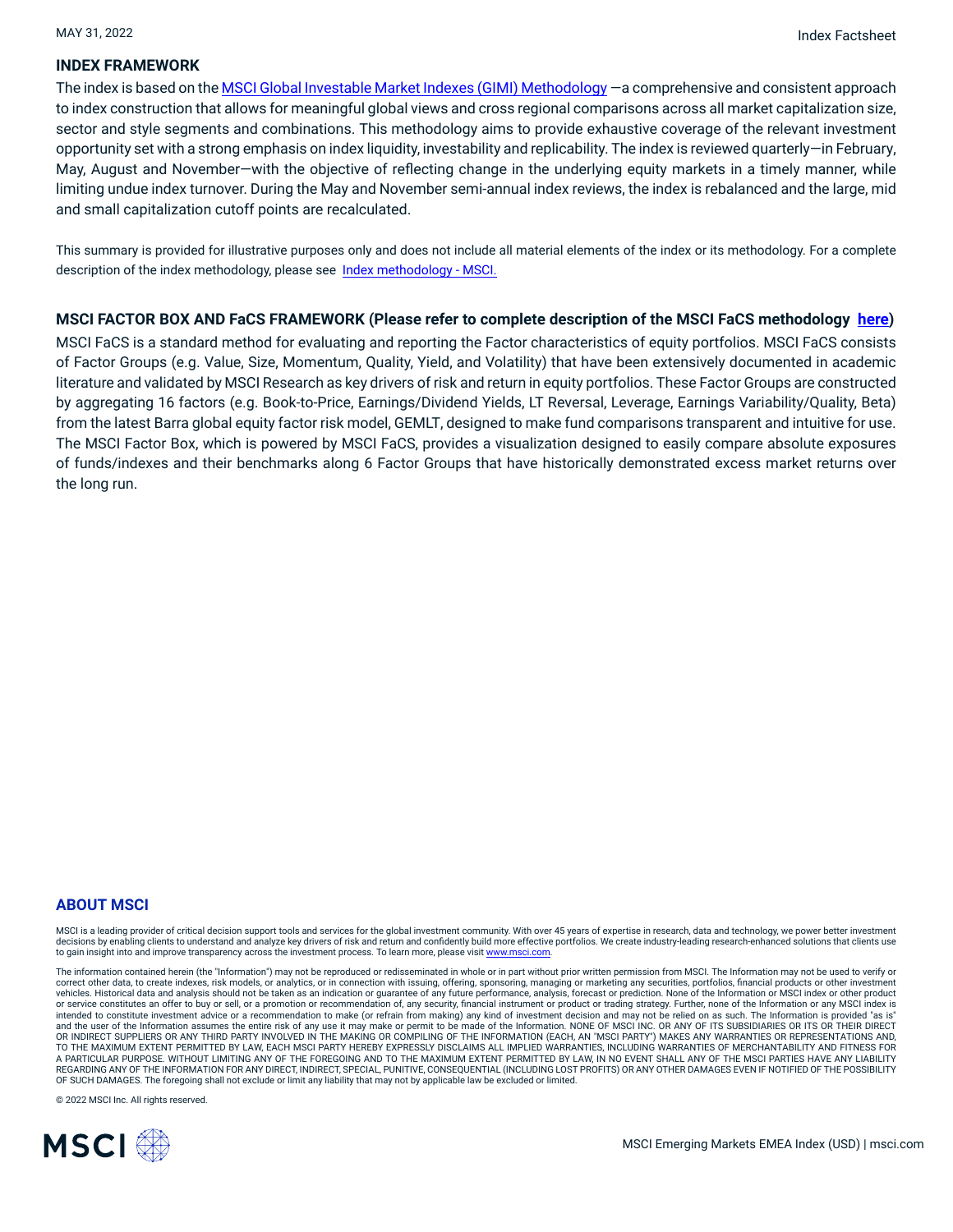## INDEX FRAMEWORK

The index is based on the MSCI Global Investable Market Indexes (GIMI) Methodology —a comprehensive and consistent approach to index construction that allows for meaningful global views and cross regional comparisons across all market capitalization size, sector and style segments and combinations. This methodology aims to provide exhaustive coverage of the relevant investment opportunity set with a strong emphasis on index liquidity, investability and replicability. The index is reviewed quarterly—in February, May, August and November—with the objective of reflecting change in the underlying equity markets in a timely manner, while limiting undue index turnover. During the May and November semi-annual index reviews, the index is rebalanced and the large, mid and small capitalization cutoff points are recalculated.

This summary is provided for illustrative purposes only and does not include all material elements of the index or its methodology. For a complete description of the index methodology, please see Index methodology - MSCI.

## MSCI FACTOR BOX AND FaCS FRAMEWORK (Please refer to complete description of the MSCI FaCS methodology here)

MSCI FaCS is a standard method for evaluating and reporting the Factor characteristics of equity portfolios. MSCI FaCS consists of Factor Groups (e.g. Value, Size, Momentum, Quality, Yield, and Volatility) that have been extensively documented in academic literature and validated by MSCI Research as key drivers of risk and return in equity portfolios. These Factor Groups are constructed by aggregating 16 factors (e.g. Book-to-Price, Earnings/Dividend Yields, LT Reversal, Leverage, Earnings Variability/Quality, Beta) from the latest Barra global equity factor risk model, GEMLT, designed to make fund comparisons transparent and intuitive for use. The MSCI Factor Box, which is powered by MSCI FaCS, provides a visualization designed to easily compare absolute exposures of funds/indexes and their benchmarks along 6 Factor Groups that have historically demonstrated excess market returns over the long run.

## ABOUT MSCI

MSCI is a leading provider of critical decision support tools and services for the global investment community. With over 45 years of expertise in research, data and technology, we power better investment decisions by enabling clients to understand and analyze key drivers of risk and return and confidently build more effective portfolios. We create industry-leading research-enhanced solutions that clients use to gain insight into and improve transparency across the investment process. To learn more, please visit www.msci.com.

The information contained herein (the "Information") may not be reproduced or redisseminated in whole or in part without prior written permission from MSCI. The Information may not be used to verify or correct other data, to create indexes, risk models, or analytics, or in connection with issuing, offering, sponsoring, managing or marketing any securities, portfolios, financial products or other investment vehicles. Historical data and analysis should not be taken as an indication or guarantee of any future performance, analysis, forecast or prediction. None of the Information or MSCI index or other product or service constitutes an offer to buy or sell, or a promotion or recommendation of, any security, financial instrument or product or trading strategy. Further, none of the Information or any MSCI index is intended to constitute investment advice or a recommendation to make (or refrain from making) any kind of investment decision and may not be relied on as such. The Information is provided "as is" and the user of the Information assumes the entire risk of any use it may make or permit to be made of the Information. NONE OF MSCI INC. OR ANY OF ITS SUBSIDIARIES OR ITS OR THEIR DIRECT OR INDIRECT SUPPLIERS OR ANY THIRD PARTY INVOLVED IN THE MAKING OR COMPILING OF THE INFORMATION (EACH, AN "MSCI PARTY") MAKES ANY WARRANTIES OR REPRESENTATIONS AND, TO THE MAXIMUM EXTENT PERMITTED BY LAW, EACH MSCI PARTY HEREBY EXPRESSLY DISCLAIMS ALL IMPLIED WARRANTIES, INCLUDING WARRANTIES OF MERCHANTABILITY AND FITNESS FOR A PARTICULAR PURPOSE. WITHOUT LIMITING ANY OF THE FOREGOING AND TO THE MAXIMUM EXTENT PERMITTED BY LAW, IN NO EVENT SHALL ANY OF THE MSCI PARTIES HAVE ANY LIABILITY REGARDING ANY OF THE INFORMATION FOR ANY DIRECT, INDIRECT, SPECIAL, PUNITIVE, CONSEQUENTIAL (INCLUDING LOST PROFITS) OR ANY OTHER DAMAGES EVEN IF NOTIFIED OF THE POSSIBILITY OF SUCH DAMAGES. The foregoing shall not exclude or limit any liability that may not by applicable law be excluded or limited.

© 2022 MSCI Inc. All rights reserved.